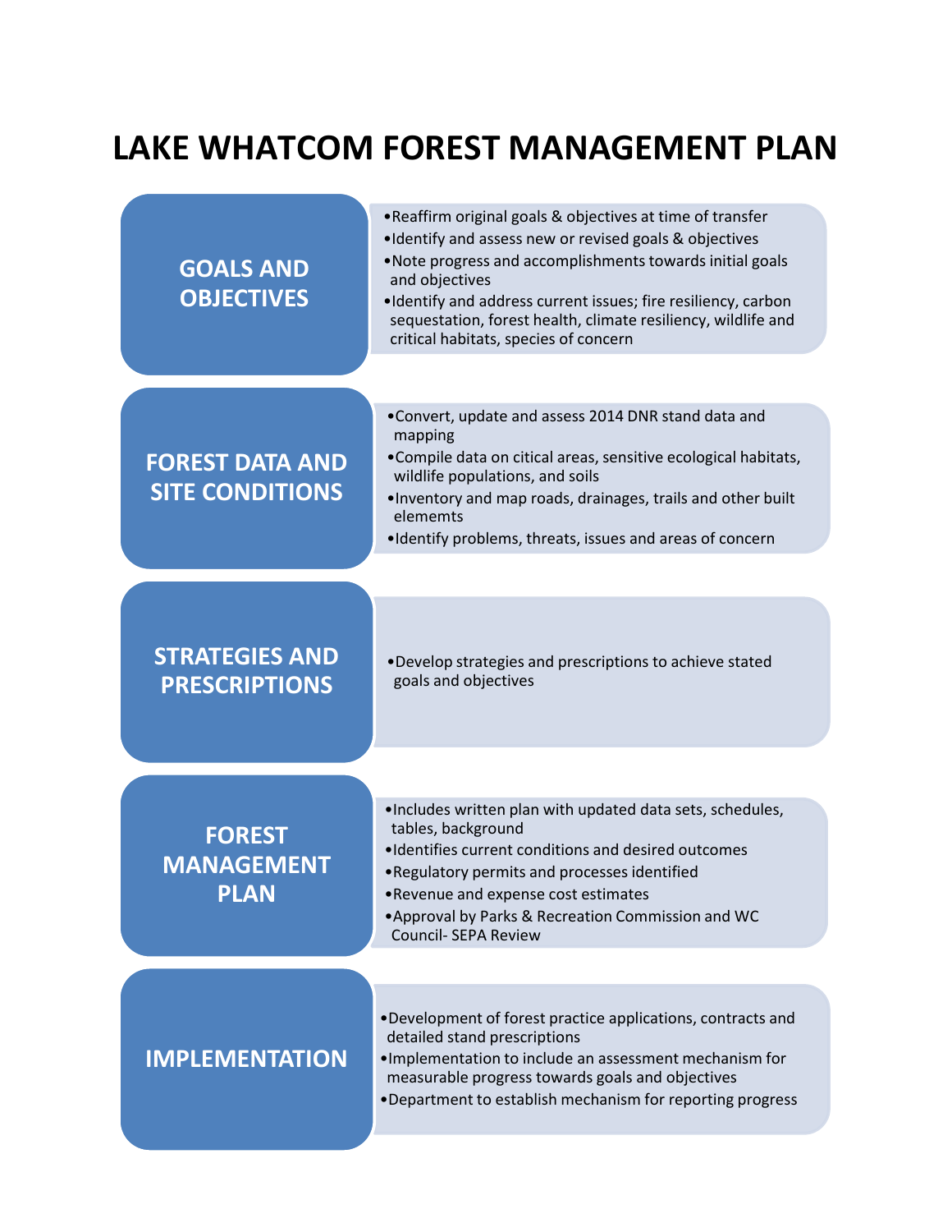# LAKE WHATCOM FOREST MANAGEMENT PLAN

## GOALS AND OBJECTIVES

- Reaffirm original goals & objectives at time of transfer
- Identify and assess new or revised goals & objectives
- Note progress and accomplishments towards initial goals and objectives
- Identify and address current issues; fire resiliency, carbon sequestation, forest health, climate resiliency, wildlife and critical habitats, species of concern

## FOREST DATA AND SITE CONDITIONS

- Convert, update and assess 2014 DNR stand data and mapping
- Compile data on citical areas, sensitive ecological habitats, wildlife populations, and soils
- Inventory and map roads, drainages, trails and other built elememts
- Identify problems, threats, issues and areas of concern

## STRATEGIES AND PRESCRIPTIONS

- Develop strategies and prescriptions to achieve stated goals and objectives

## FOREST MANAGEMENT PLAN

- Includes written plan with updated data sets, schedules, tables, background
- Identifies current conditions and desired outcomes
- Regulatory permits and processes identified
- Revenue and expense cost estimates
- Approval by Parks & Recreation Commission and WC Council- SEPA Review

## IMPLEMENTATION

- Development of forest practice applications, contracts and detailed stand prescriptions
- Implementation to include an assessment mechanism for measurable progress towards goals and objectives
- Department to establish mechanism for reporting progress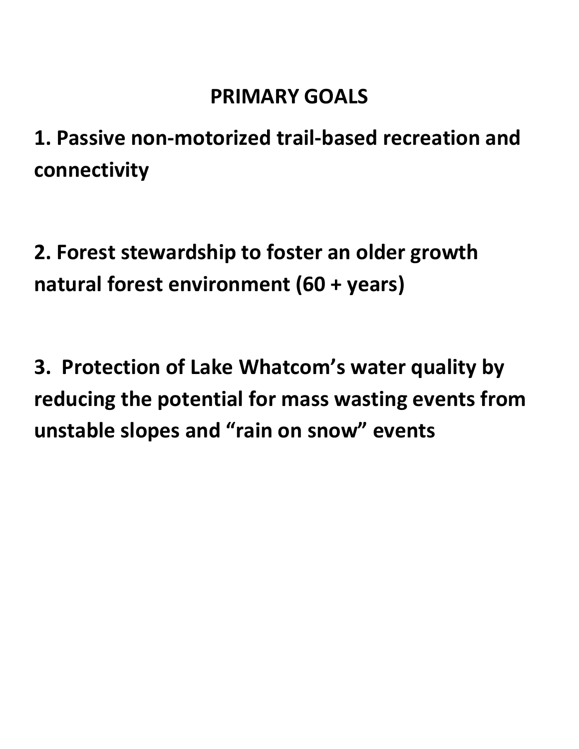## PRIMARY GOALS

**1. Passive non-motorized trail-based recreation and connectivity**

**2. Forest stewardship to foster an older growth natural forest environment (60 + years)**

**3. Protection of Lake Whatcom's water quality by reducing the potential for mass wasting events from unstable slopes and "rain on snow" events**